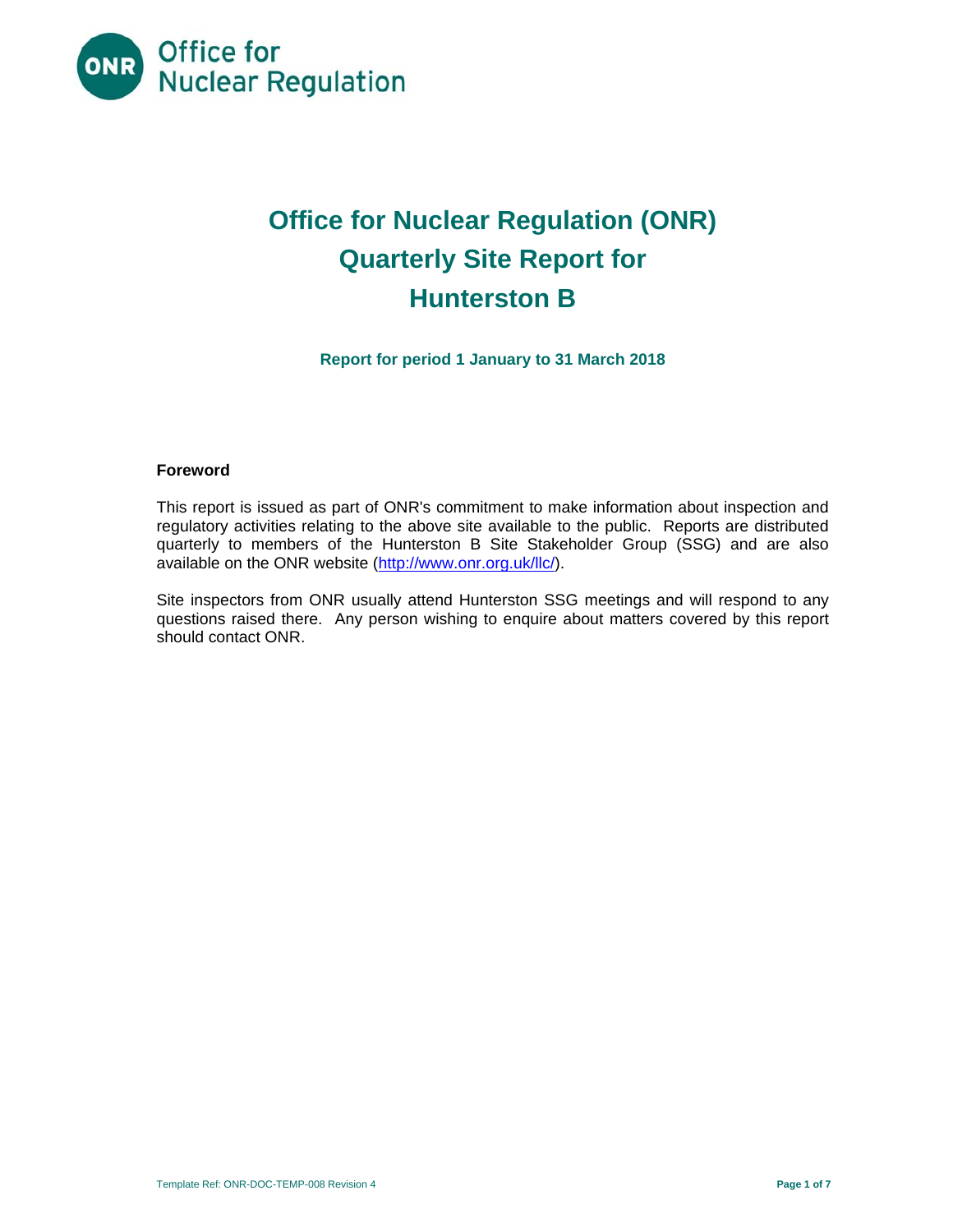Office for Nuclear Regulation

# Office for Nuclear Regulation (ONR) Quarterly Site Report for Hunterston B

**Report for period 1 January to 31 March 2018**

### Foreword

This report is issued as part of ONR's commitment to make information about inspection and regulatory activities relating to the above site available to the public. Reports are distributed quarterly to members of the Hunterston B Site Stakeholder Group (SSG) and are also available on the ONR website (http://www.onr.org.uk/llc/).

Site inspectors from ONR usually attend Hunterston SSG meetings and will respond to any questions raised there. Any person wishing to enquire about matters covered by this report should contact ONR.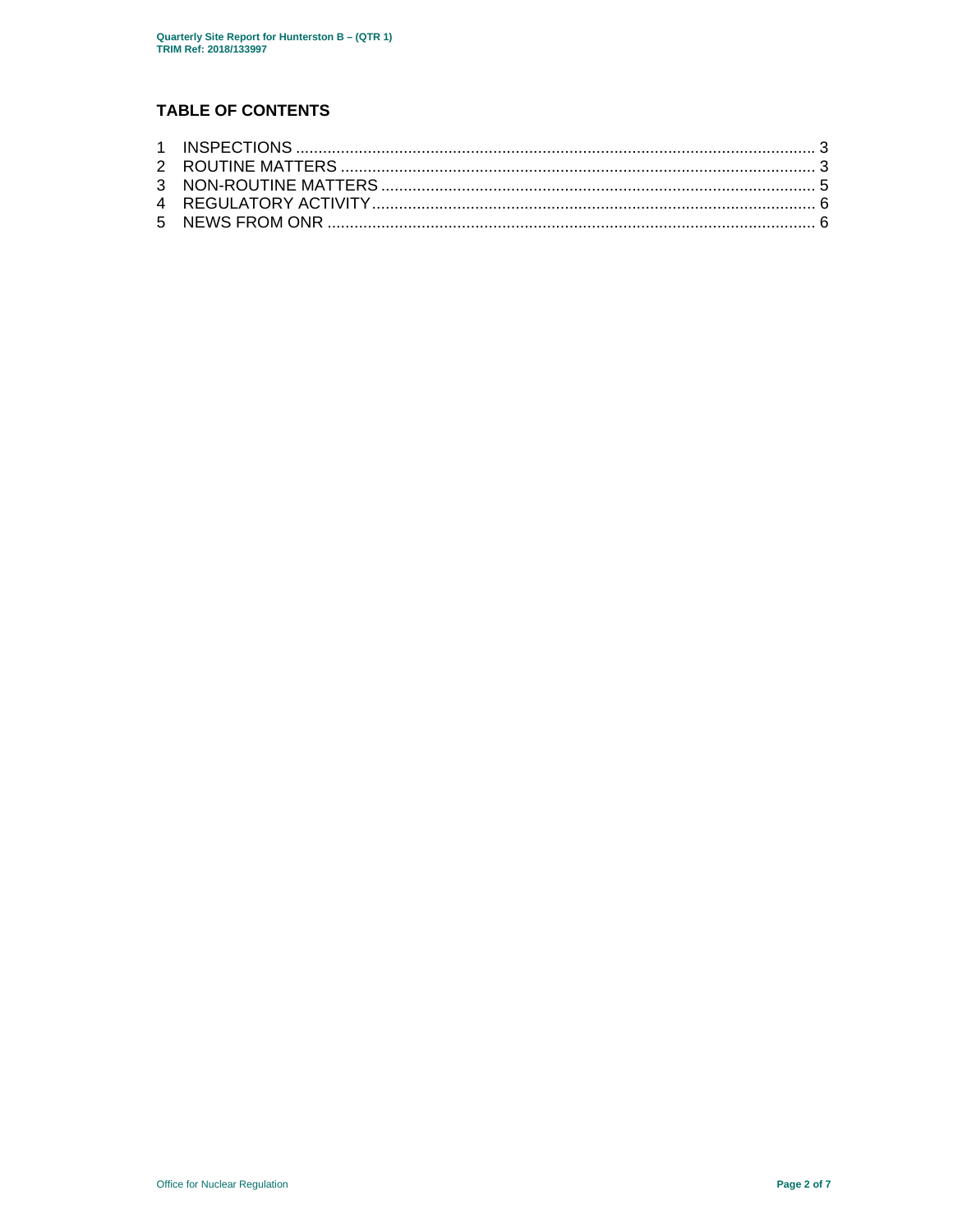## TABLE OF CONTENTS

1 INSPECTIONS ........................................................................................................................ 3
2 ROUTINE MATTERS ............................................................................................................. 3
3 NON-ROUTINE MATTERS ..................................................................................................... 5
4 REGULATORY ACTIVITY ...................................................................................................... 6
5 NEWS FROM ONR ................................................................................................................ 6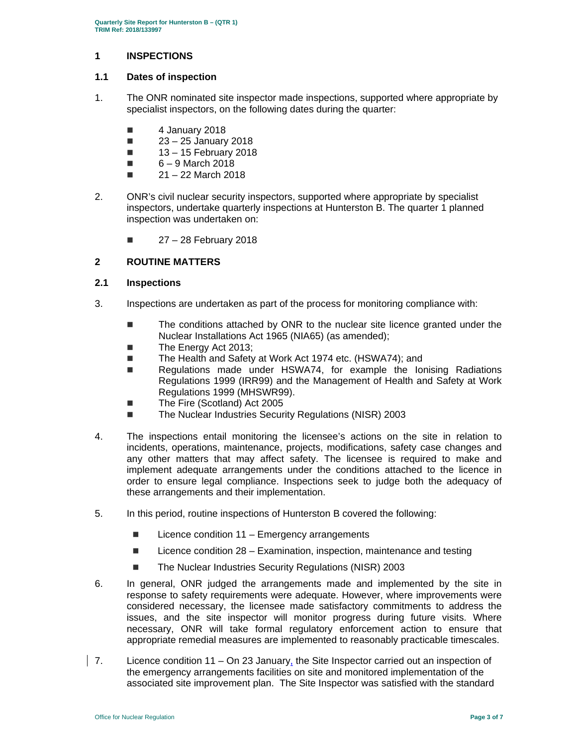## 1 INSPECTIONS

### 1.1 Dates of inspection

1. The ONR nominated site inspector made inspections, supported where appropriate by specialist inspectors, on the following dates during the quarter:

   - 4 January 2018
   - 23 – 25 January 2018
   - 13 – 15 February 2018
   - 6 – 9 March 2018
   - 21 – 22 March 2018

2. ONR's civil nuclear security inspectors, supported where appropriate by specialist inspectors, undertake quarterly inspections at Hunterston B. The quarter 1 planned inspection was undertaken on:

   - 27 – 28 February 2018

## 2 ROUTINE MATTERS

### 2.1 Inspections

3. Inspections are undertaken as part of the process for monitoring compliance with:

   - The conditions attached by ONR to the nuclear site licence granted under the Nuclear Installations Act 1965 (NIA65) (as amended);
   - The Energy Act 2013;
   - The Health and Safety at Work Act 1974 etc. (HSWA74); and
   - Regulations made under HSWA74, for example the Ionising Radiations Regulations 1999 (IRR99) and the Management of Health and Safety at Work Regulations 1999 (MHSWR99).
   - The Fire (Scotland) Act 2005
   - The Nuclear Industries Security Regulations (NISR) 2003

4. The inspections entail monitoring the licensee's actions on the site in relation to incidents, operations, maintenance, projects, modifications, safety case changes and any other matters that may affect safety. The licensee is required to make and implement adequate arrangements under the conditions attached to the licence in order to ensure legal compliance. Inspections seek to judge both the adequacy of these arrangements and their implementation.

5. In this period, routine inspections of Hunterston B covered the following:

   - Licence condition 11 – Emergency arrangements
   - Licence condition 28 – Examination, inspection, maintenance and testing
   - The Nuclear Industries Security Regulations (NISR) 2003

6. In general, ONR judged the arrangements made and implemented by the site in response to safety requirements were adequate. However, where improvements were considered necessary, the licensee made satisfactory commitments to address the issues, and the site inspector will monitor progress during future visits. Where necessary, ONR will take formal regulatory enforcement action to ensure that appropriate remedial measures are implemented to reasonably practicable timescales.

7. Licence condition 11 – On 23 January, the Site Inspector carried out an inspection of the emergency arrangements facilities on site and monitored implementation of the associated site improvement plan. The Site Inspector was satisfied with the standard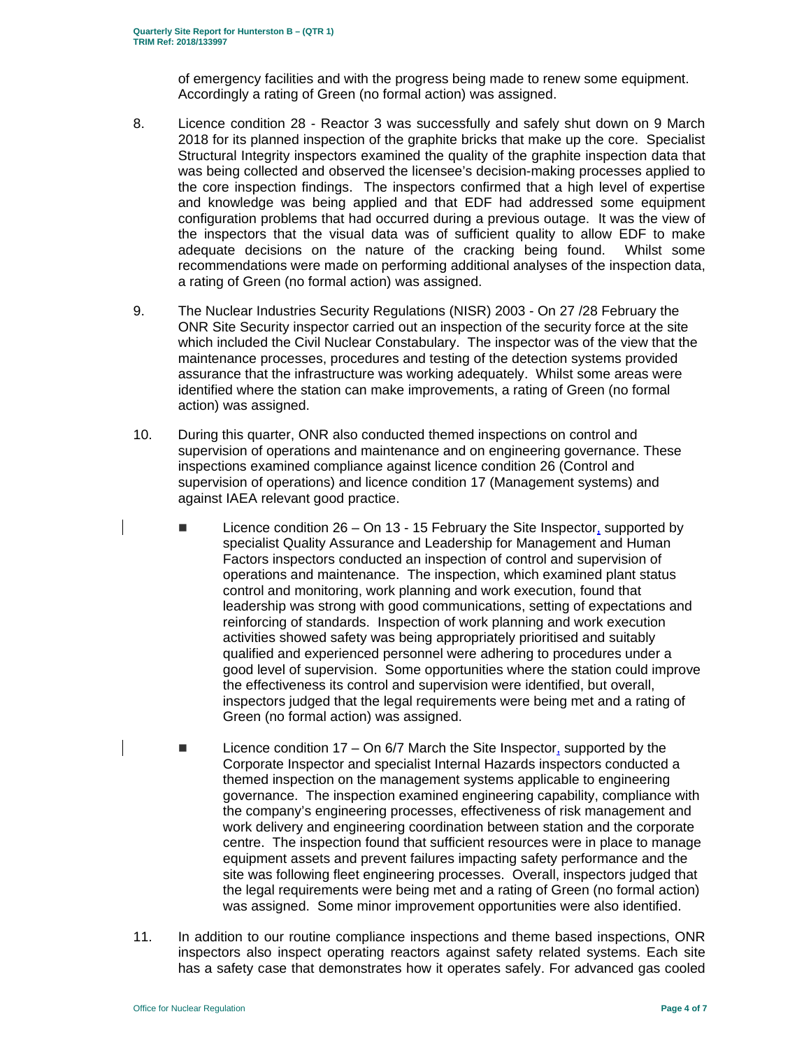of emergency facilities and with the progress being made to renew some equipment. Accordingly a rating of Green (no formal action) was assigned.

8. Licence condition 28 - Reactor 3 was successfully and safely shut down on 9 March 2018 for its planned inspection of the graphite bricks that make up the core. Specialist Structural Integrity inspectors examined the quality of the graphite inspection data that was being collected and observed the licensee's decision-making processes applied to the core inspection findings. The inspectors confirmed that a high level of expertise and knowledge was being applied and that EDF had addressed some equipment configuration problems that had occurred during a previous outage. It was the view of the inspectors that the visual data was of sufficient quality to allow EDF to make adequate decisions on the nature of the cracking being found. Whilst some recommendations were made on performing additional analyses of the inspection data, a rating of Green (no formal action) was assigned.

9. The Nuclear Industries Security Regulations (NISR) 2003 - On 27 /28 February the ONR Site Security inspector carried out an inspection of the security force at the site which included the Civil Nuclear Constabulary. The inspector was of the view that the maintenance processes, procedures and testing of the detection systems provided assurance that the infrastructure was working adequately. Whilst some areas were identified where the station can make improvements, a rating of Green (no formal action) was assigned.

10. During this quarter, ONR also conducted themed inspections on control and supervision of operations and maintenance and on engineering governance. These inspections examined compliance against licence condition 26 (Control and supervision of operations) and licence condition 17 (Management systems) and against IAEA relevant good practice.

    - Licence condition 26 – On 13 - 15 February the Site Inspector, supported by specialist Quality Assurance and Leadership for Management and Human Factors inspectors conducted an inspection of control and supervision of operations and maintenance. The inspection, which examined plant status control and monitoring, work planning and work execution, found that leadership was strong with good communications, setting of expectations and reinforcing of standards. Inspection of work planning and work execution activities showed safety was being appropriately prioritised and suitably qualified and experienced personnel were adhering to procedures under a good level of supervision. Some opportunities where the station could improve the effectiveness its control and supervision were identified, but overall, inspectors judged that the legal requirements were being met and a rating of Green (no formal action) was assigned.

    - Licence condition 17 – On 6/7 March the Site Inspector, supported by the Corporate Inspector and specialist Internal Hazards inspectors conducted a themed inspection on the management systems applicable to engineering governance. The inspection examined engineering capability, compliance with the company's engineering processes, effectiveness of risk management and work delivery and engineering coordination between station and the corporate centre. The inspection found that sufficient resources were in place to manage equipment assets and prevent failures impacting safety performance and the site was following fleet engineering processes. Overall, inspectors judged that the legal requirements were being met and a rating of Green (no formal action) was assigned. Some minor improvement opportunities were also identified.

11. In addition to our routine compliance inspections and theme based inspections, ONR inspectors also inspect operating reactors against safety related systems. Each site has a safety case that demonstrates how it operates safely. For advanced gas cooled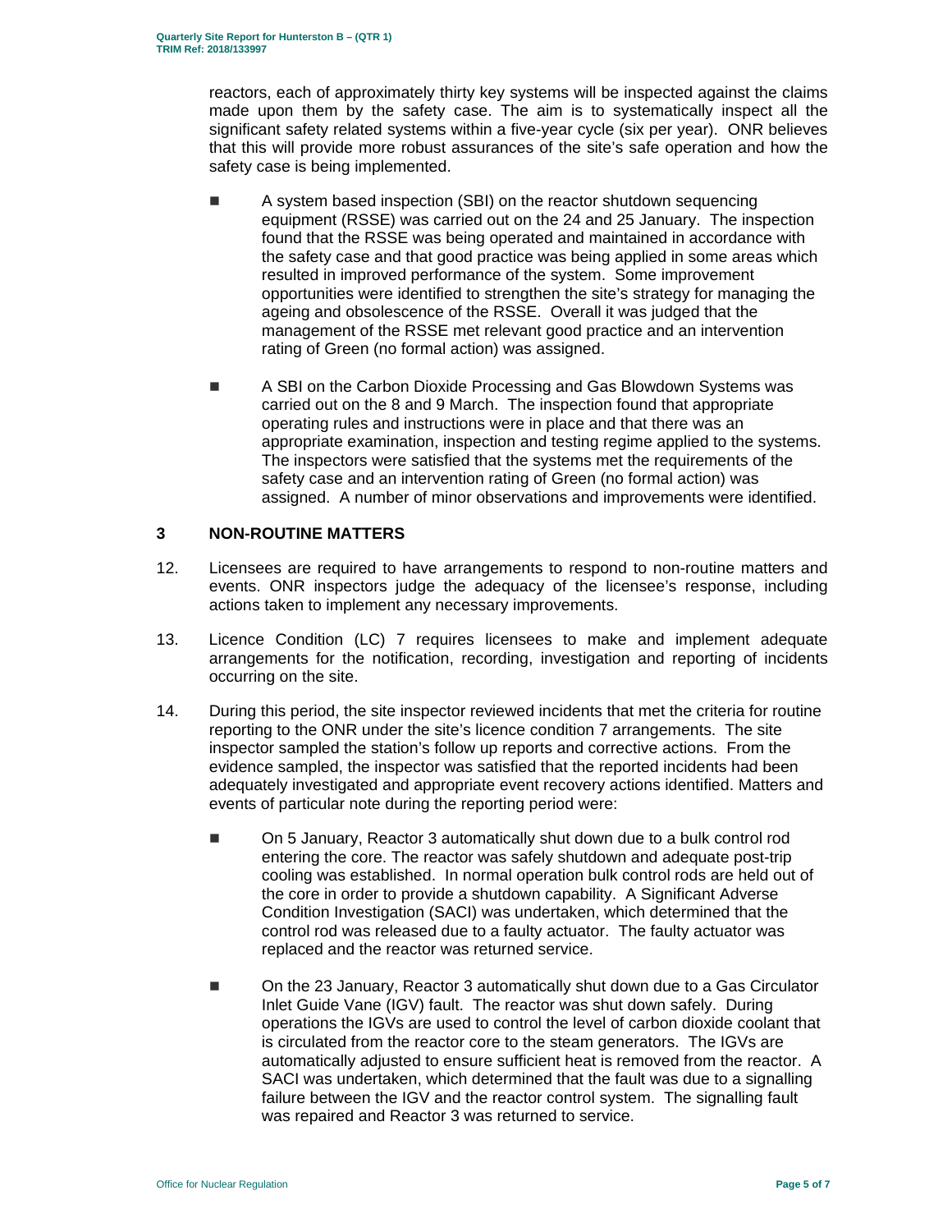reactors, each of approximately thirty key systems will be inspected against the claims made upon them by the safety case. The aim is to systematically inspect all the significant safety related systems within a five-year cycle (six per year). ONR believes that this will provide more robust assurances of the site's safe operation and how the safety case is being implemented.

- A system based inspection (SBI) on the reactor shutdown sequencing equipment (RSSE) was carried out on the 24 and 25 January. The inspection found that the RSSE was being operated and maintained in accordance with the safety case and that good practice was being applied in some areas which resulted in improved performance of the system. Some improvement opportunities were identified to strengthen the site's strategy for managing the ageing and obsolescence of the RSSE. Overall it was judged that the management of the RSSE met relevant good practice and an intervention rating of Green (no formal action) was assigned.
- A SBI on the Carbon Dioxide Processing and Gas Blowdown Systems was carried out on the 8 and 9 March. The inspection found that appropriate operating rules and instructions were in place and that there was an appropriate examination, inspection and testing regime applied to the systems. The inspectors were satisfied that the systems met the requirements of the safety case and an intervention rating of Green (no formal action) was assigned. A number of minor observations and improvements were identified.

## 3 NON-ROUTINE MATTERS

12. Licensees are required to have arrangements to respond to non-routine matters and events. ONR inspectors judge the adequacy of the licensee's response, including actions taken to implement any necessary improvements.

13. Licence Condition (LC) 7 requires licensees to make and implement adequate arrangements for the notification, recording, investigation and reporting of incidents occurring on the site.

14. During this period, the site inspector reviewed incidents that met the criteria for routine reporting to the ONR under the site's licence condition 7 arrangements. The site inspector sampled the station's follow up reports and corrective actions. From the evidence sampled, the inspector was satisfied that the reported incidents had been adequately investigated and appropriate event recovery actions identified. Matters and events of particular note during the reporting period were:

- On 5 January, Reactor 3 automatically shut down due to a bulk control rod entering the core. The reactor was safely shutdown and adequate post-trip cooling was established. In normal operation bulk control rods are held out of the core in order to provide a shutdown capability. A Significant Adverse Condition Investigation (SACI) was undertaken, which determined that the control rod was released due to a faulty actuator. The faulty actuator was replaced and the reactor was returned service.
- On the 23 January, Reactor 3 automatically shut down due to a Gas Circulator Inlet Guide Vane (IGV) fault. The reactor was shut down safely. During operations the IGVs are used to control the level of carbon dioxide coolant that is circulated from the reactor core to the steam generators. The IGVs are automatically adjusted to ensure sufficient heat is removed from the reactor. A SACI was undertaken, which determined that the fault was due to a signalling failure between the IGV and the reactor control system. The signalling fault was repaired and Reactor 3 was returned to service.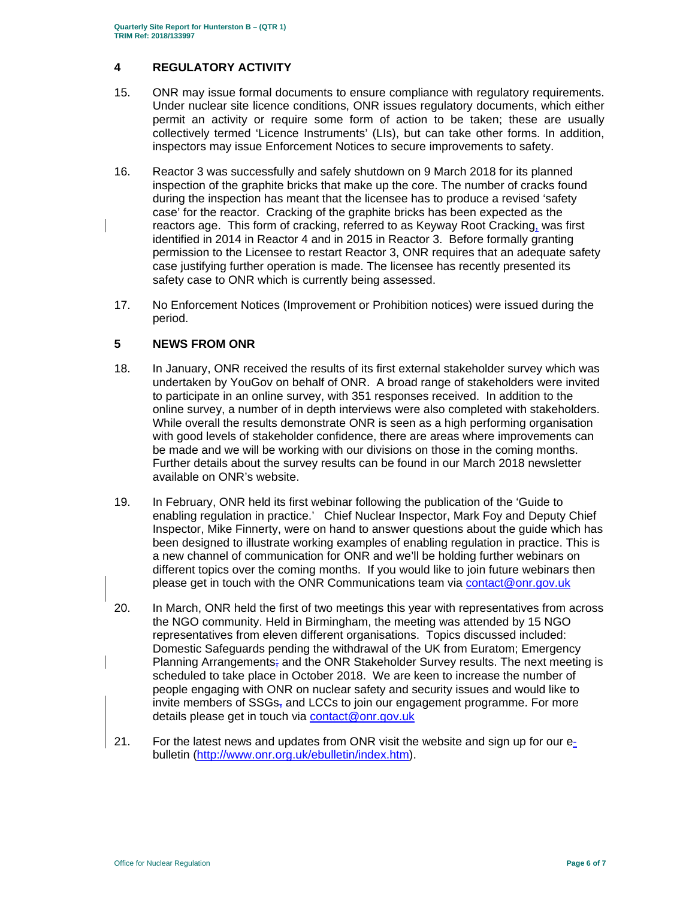## 4 REGULATORY ACTIVITY

15. ONR may issue formal documents to ensure compliance with regulatory requirements. Under nuclear site licence conditions, ONR issues regulatory documents, which either permit an activity or require some form of action to be taken; these are usually collectively termed 'Licence Instruments' (LIs), but can take other forms. In addition, inspectors may issue Enforcement Notices to secure improvements to safety.

16. Reactor 3 was successfully and safely shutdown on 9 March 2018 for its planned inspection of the graphite bricks that make up the core. The number of cracks found during the inspection has meant that the licensee has to produce a revised 'safety case' for the reactor. Cracking of the graphite bricks has been expected as the reactors age. This form of cracking, referred to as Keyway Root Cracking, was first identified in 2014 in Reactor 4 and in 2015 in Reactor 3. Before formally granting permission to the Licensee to restart Reactor 3, ONR requires that an adequate safety case justifying further operation is made. The licensee has recently presented its safety case to ONR which is currently being assessed.

17. No Enforcement Notices (Improvement or Prohibition notices) were issued during the period.

## 5 NEWS FROM ONR

18. In January, ONR received the results of its first external stakeholder survey which was undertaken by YouGov on behalf of ONR. A broad range of stakeholders were invited to participate in an online survey, with 351 responses received. In addition to the online survey, a number of in depth interviews were also completed with stakeholders. While overall the results demonstrate ONR is seen as a high performing organisation with good levels of stakeholder confidence, there are areas where improvements can be made and we will be working with our divisions on those in the coming months. Further details about the survey results can be found in our March 2018 newsletter available on ONR's website.

19. In February, ONR held its first webinar following the publication of the 'Guide to enabling regulation in practice.' Chief Nuclear Inspector, Mark Foy and Deputy Chief Inspector, Mike Finnerty, were on hand to answer questions about the guide which has been designed to illustrate working examples of enabling regulation in practice. This is a new channel of communication for ONR and we'll be holding further webinars on different topics over the coming months. If you would like to join future webinars then please get in touch with the ONR Communications team via contact@onr.gov.uk

20. In March, ONR held the first of two meetings this year with representatives from across the NGO community. Held in Birmingham, the meeting was attended by 15 NGO representatives from eleven different organisations. Topics discussed included: Domestic Safeguards pending the withdrawal of the UK from Euratom; Emergency Planning Arrangements and the ONR Stakeholder Survey results. The next meeting is scheduled to take place in October 2018. We are keen to increase the number of people engaging with ONR on nuclear safety and security issues and would like to invite members of SSGs and LCCs to join our engagement programme. For more details please get in touch via contact@onr.gov.uk

21. For the latest news and updates from ONR visit the website and sign up for our e-bulletin (http://www.onr.org.uk/ebulletin/index.htm).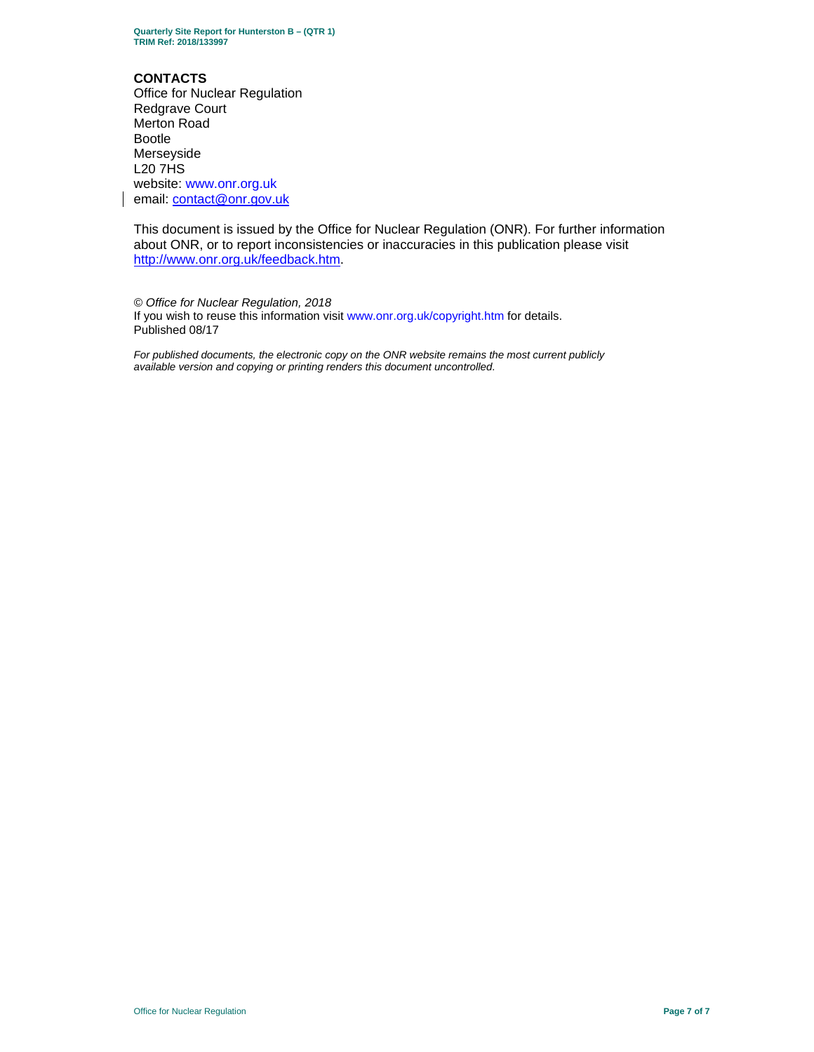**CONTACTS**

Office for Nuclear Regulation
Redgrave Court
Merton Road
Bootle
Merseyside
L20 7HS
website: www.onr.org.uk
email: contact@onr.gov.uk

This document is issued by the Office for Nuclear Regulation (ONR). For further information about ONR, or to report inconsistencies or inaccuracies in this publication please visit http://www.onr.org.uk/feedback.htm.

*© Office for Nuclear Regulation, 2018*
If you wish to reuse this information visit www.onr.org.uk/copyright.htm for details.
Published 08/17

*For published documents, the electronic copy on the ONR website remains the most current publicly available version and copying or printing renders this document uncontrolled.*